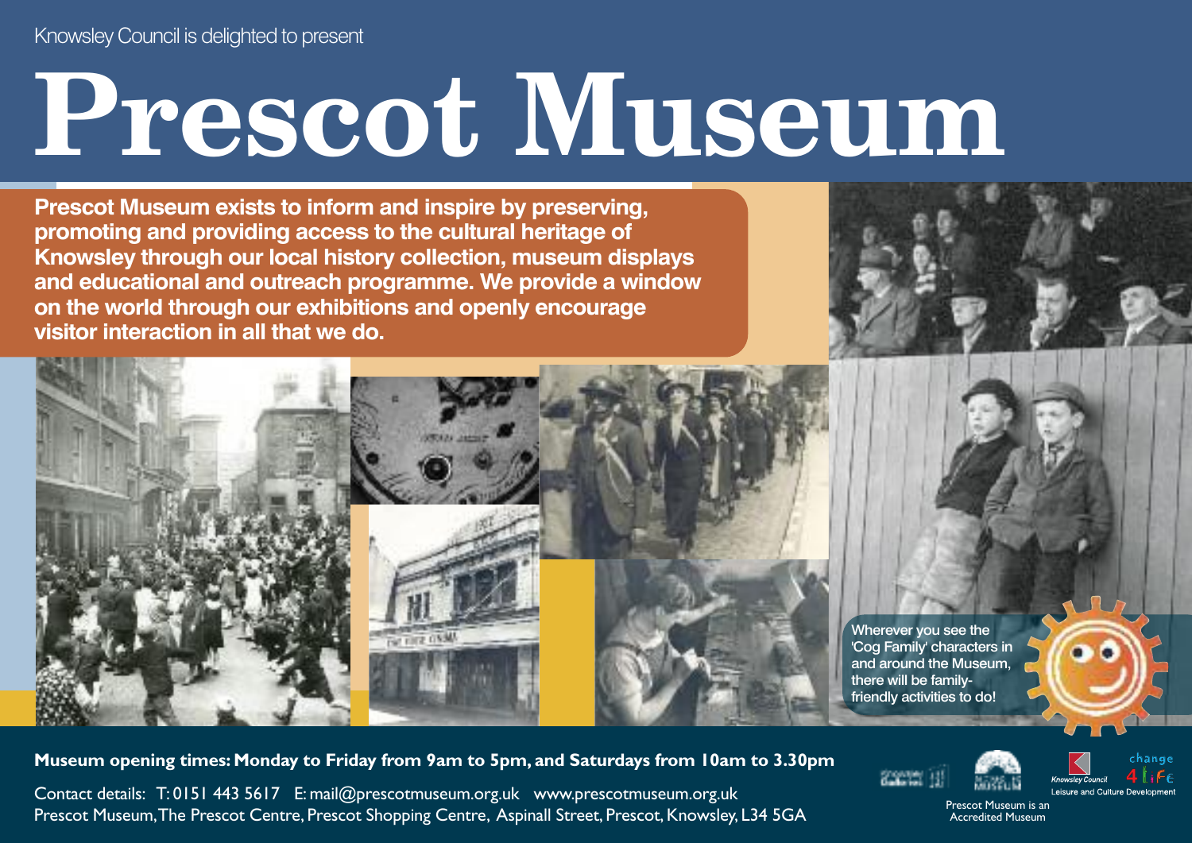Knowsley Council is delighted to present

# Prescot Museum

**Prescot Museum exists to inform and inspire by preserving, promoting and providing access to the cultural heritage of Knowsley through our local history collection, museum displays and educational and outreach programme. We provide a window on the world through our exhibitions and openly encourage visitor interaction in all that we do.**

Wherever you see the 'Cog Family' characters in and around the Museum, there will be family-friendly activities to do!

**Museum opening times: Monday to Friday from 9am to 5pm, and Saturdays from 10am to 3.30pm**

Contact details: T: 0151 443 5617 E: mail@prescotmuseum.org.uk www.prescotmuseum.org.uk
Prescot Museum, The Prescot Centre, Prescot Shopping Centre, Aspinall Street, Prescot, Knowsley, L34 5GA

Prescot Museum is an Accredited Museum

Knowsley Council Leisure and Culture Development

change 4 life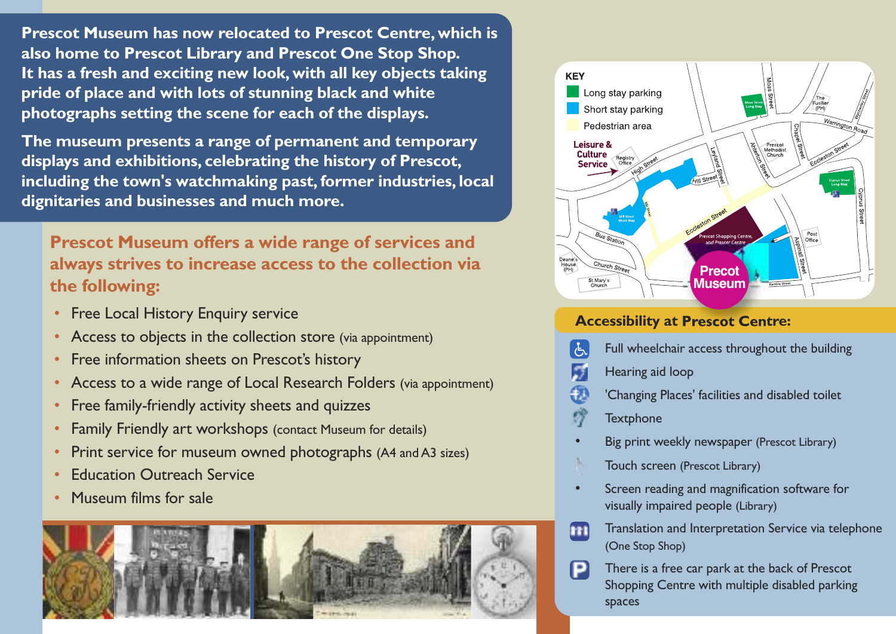**Prescot Museum has now relocated to Prescot Centre, which is also home to Prescot Library and Prescot One Stop Shop. It has a fresh and exciting new look, with all key objects taking pride of place and with lots of stunning black and white photographs setting the scene for each of the displays.**

**The museum presents a range of permanent and temporary displays and exhibitions, celebrating the history of Prescot, including the town's watchmaking past, former industries, local dignitaries and businesses and much more.**

## Prescot Museum offers a wide range of services and always strives to increase access to the collection via the following:

- Free Local History Enquiry service
- Access to objects in the collection store (via appointment)
- Free information sheets on Prescot's history
- Access to a wide range of Local Research Folders (via appointment)
- Free family-friendly activity sheets and quizzes
- Family Friendly art workshops (contact Museum for details)
- Print service for museum owned photographs (A4 and A3 sizes)
- Education Outreach Service
- Museum films for sale

KEY
Long stay parking
Short stay parking
Pedestrian area

Leisure & Culture Service
Registry Office
High Street
Hill Street
Leyland Street
Moss Street
Moss Street Long Stay
The Fusilier (PH)
Warrington Road
Atherton Street
Prescot Methodist Church
Chapel Street
Eccleston Street
Cyprus Street Long Stay
Cyprus Street
Mill Street Short Stay
Bus Station
Deane's House (PH)
Church Street
St Mary's Church
Eccleston Street
Prescot Shopping Centre, and Prescot Centre
Post Office
Aspinall Street
Kemble Street
Precot Museum

## Accessibility at Prescot Centre:

- Full wheelchair access throughout the building
- Hearing aid loop
- 'Changing Places' facilities and disabled toilet
- Textphone
- Big print weekly newspaper (Prescot Library)
- Touch screen (Prescot Library)
- Screen reading and magnification software for visually impaired people (Library)
- Translation and Interpretation Service via telephone (One Stop Shop)
- There is a free car park at the back of Prescot Shopping Centre with multiple disabled parking spaces